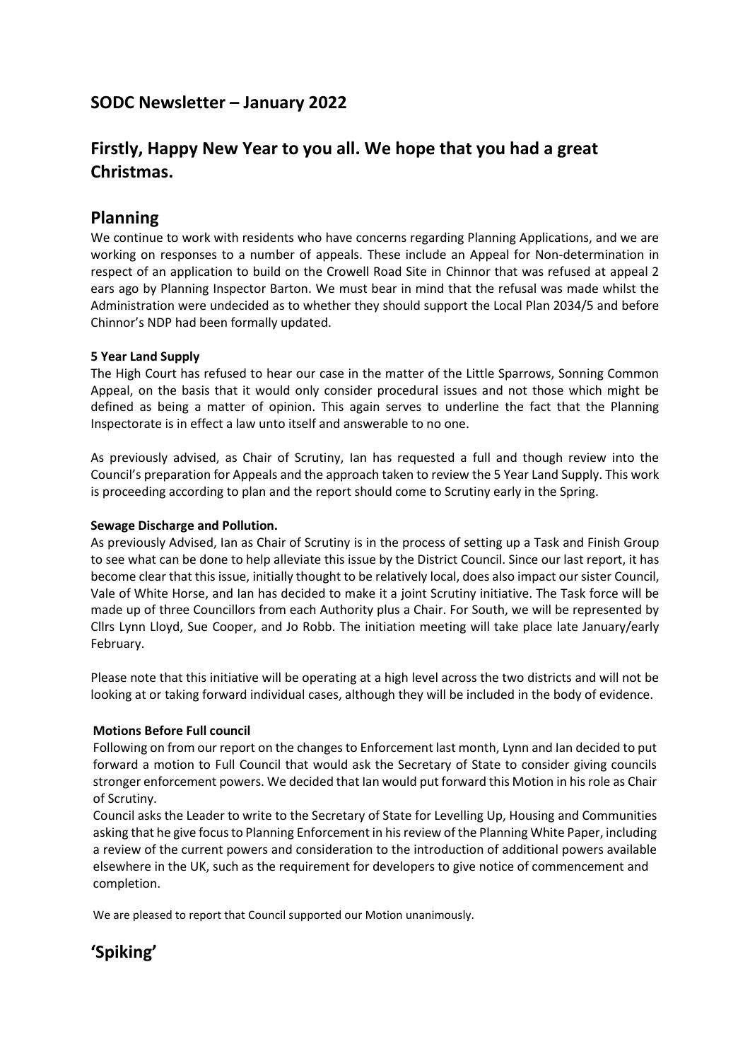## SODC Newsletter – January 2022

## Firstly, Happy New Year to you all. We hope that you had a great Christmas.

## Planning

We continue to work with residents who have concerns regarding Planning Applications, and we are working on responses to a number of appeals. These include an Appeal for Non-determination in respect of an application to build on the Crowell Road Site in Chinnor that was refused at appeal 2 ears ago by Planning Inspector Barton. We must bear in mind that the refusal was made whilst the Administration were undecided as to whether they should support the Local Plan 2034/5 and before Chinnor's NDP had been formally updated.

**5 Year Land Supply**

The High Court has refused to hear our case in the matter of the Little Sparrows, Sonning Common Appeal, on the basis that it would only consider procedural issues and not those which might be defined as being a matter of opinion. This again serves to underline the fact that the Planning Inspectorate is in effect a law unto itself and answerable to no one.

As previously advised, as Chair of Scrutiny, Ian has requested a full and though review into the Council's preparation for Appeals and the approach taken to review the 5 Year Land Supply. This work is proceeding according to plan and the report should come to Scrutiny early in the Spring.

**Sewage Discharge and Pollution.**

As previously Advised, Ian as Chair of Scrutiny is in the process of setting up a Task and Finish Group to see what can be done to help alleviate this issue by the District Council. Since our last report, it has become clear that this issue, initially thought to be relatively local, does also impact our sister Council, Vale of White Horse, and Ian has decided to make it a joint Scrutiny initiative. The Task force will be made up of three Councillors from each Authority plus a Chair. For South, we will be represented by Cllrs Lynn Lloyd, Sue Cooper, and Jo Robb. The initiation meeting will take place late January/early February.

Please note that this initiative will be operating at a high level across the two districts and will not be looking at or taking forward individual cases, although they will be included in the body of evidence.

**Motions Before Full council**

Following on from our report on the changes to Enforcement last month, Lynn and Ian decided to put forward a motion to Full Council that would ask the Secretary of State to consider giving councils stronger enforcement powers. We decided that Ian would put forward this Motion in his role as Chair of Scrutiny.

Council asks the Leader to write to the Secretary of State for Levelling Up, Housing and Communities asking that he give focus to Planning Enforcement in his review of the Planning White Paper, including a review of the current powers and consideration to the introduction of additional powers available elsewhere in the UK, such as the requirement for developers to give notice of commencement and completion.

We are pleased to report that Council supported our Motion unanimously.

## 'Spiking'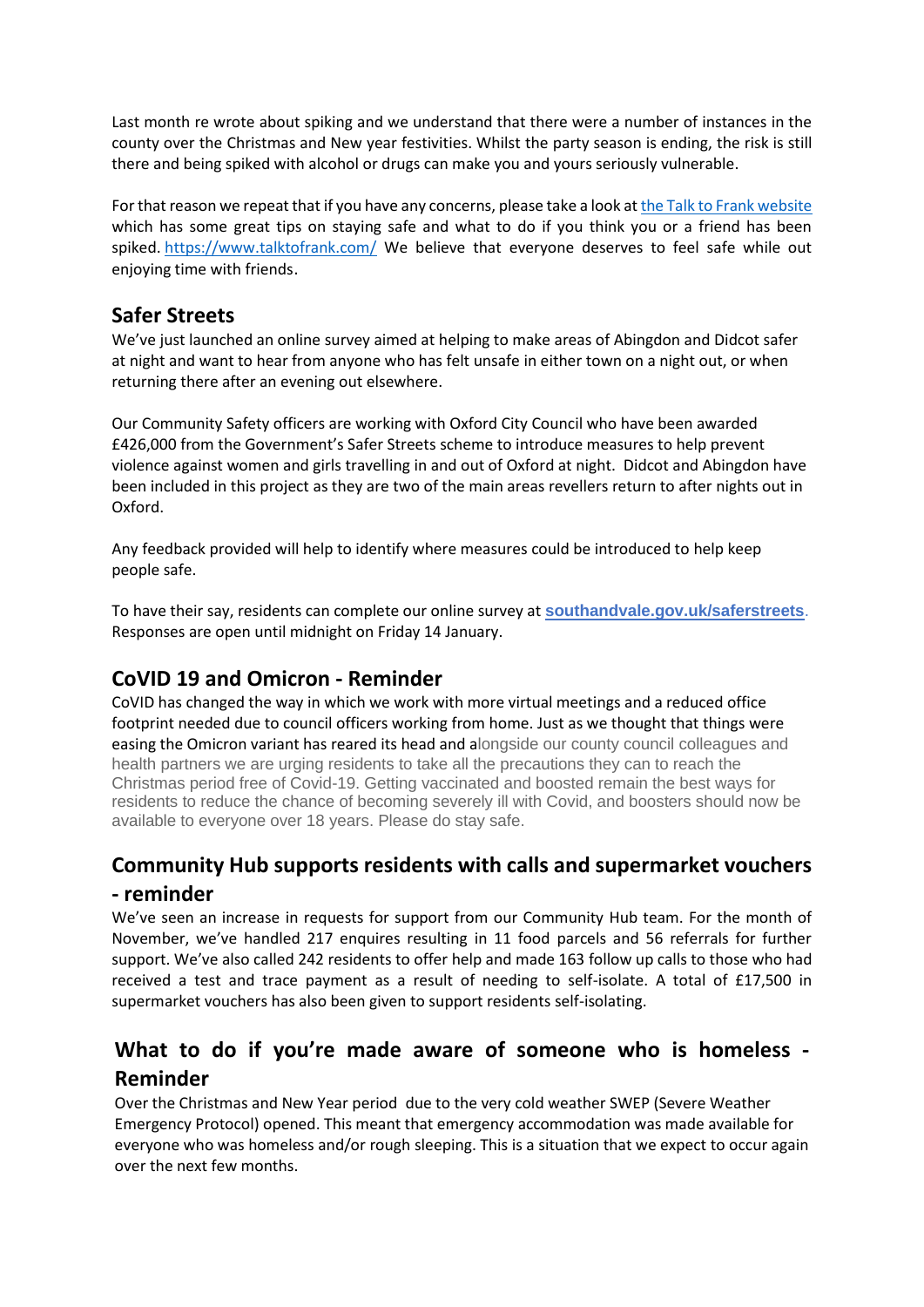Last month re wrote about spiking and we understand that there were a number of instances in the county over the Christmas and New year festivities. Whilst the party season is ending, the risk is still there and being spiked with alcohol or drugs can make you and yours seriously vulnerable.

For that reason we repeat that if you have any concerns, please take a look at [the Talk to Frank website](https://www.talktofrank.com/) which has some great tips on staying safe and what to do if you think you or a friend has been spiked. https://www.talktofrank.com/ We believe that everyone deserves to feel safe while out enjoying time with friends.

## Safer Streets

We've just launched an online survey aimed at helping to make areas of Abingdon and Didcot safer at night and want to hear from anyone who has felt unsafe in either town on a night out, or when returning there after an evening out elsewhere.

Our Community Safety officers are working with Oxford City Council who have been awarded £426,000 from the Government's Safer Streets scheme to introduce measures to help prevent violence against women and girls travelling in and out of Oxford at night. Didcot and Abingdon have been included in this project as they are two of the main areas revellers return to after nights out in Oxford.

Any feedback provided will help to identify where measures could be introduced to help keep people safe.

To have their say, residents can complete our online survey at **southandvale.gov.uk/saferstreets**. Responses are open until midnight on Friday 14 January.

## CoVID 19 and Omicron - Reminder

CoVID has changed the way in which we work with more virtual meetings and a reduced office footprint needed due to council officers working from home. Just as we thought that things were easing the Omicron variant has reared its head and alongside our county council colleagues and health partners we are urging residents to take all the precautions they can to reach the Christmas period free of Covid-19. Getting vaccinated and boosted remain the best ways for residents to reduce the chance of becoming severely ill with Covid, and boosters should now be available to everyone over 18 years. Please do stay safe.

## Community Hub supports residents with calls and supermarket vouchers - reminder

We've seen an increase in requests for support from our Community Hub team. For the month of November, we've handled 217 enquires resulting in 11 food parcels and 56 referrals for further support. We've also called 242 residents to offer help and made 163 follow up calls to those who had received a test and trace payment as a result of needing to self-isolate. A total of £17,500 in supermarket vouchers has also been given to support residents self-isolating.

## What to do if you're made aware of someone who is homeless - Reminder

Over the Christmas and New Year period due to the very cold weather SWEP (Severe Weather Emergency Protocol) opened. This meant that emergency accommodation was made available for everyone who was homeless and/or rough sleeping. This is a situation that we expect to occur again over the next few months.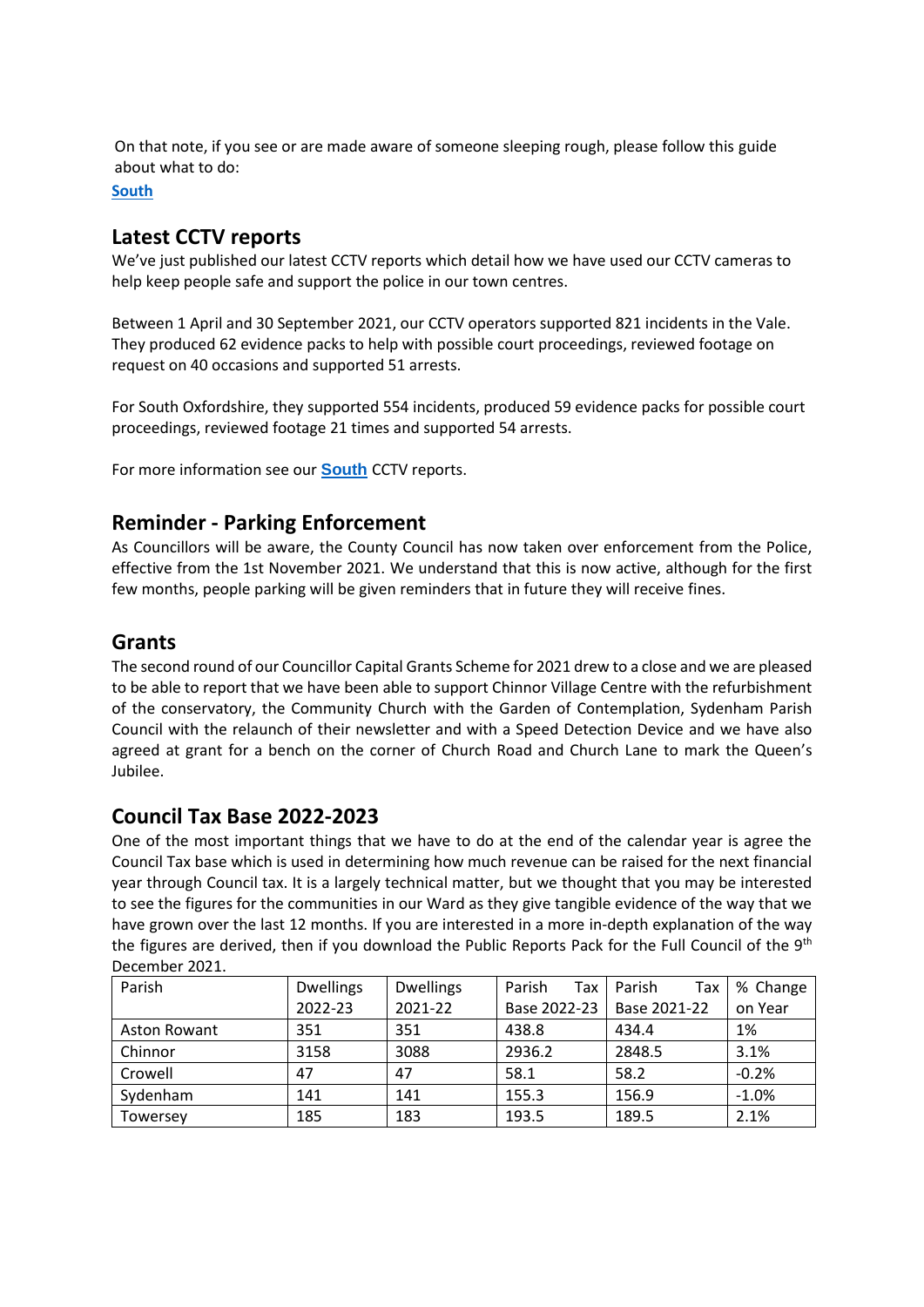On that note, if you see or are made aware of someone sleeping rough, please follow this guide about what to do:

**South**

## Latest CCTV reports

We've just published our latest CCTV reports which detail how we have used our CCTV cameras to help keep people safe and support the police in our town centres.

Between 1 April and 30 September 2021, our CCTV operators supported 821 incidents in the Vale. They produced 62 evidence packs to help with possible court proceedings, reviewed footage on request on 40 occasions and supported 51 arrests.

For South Oxfordshire, they supported 554 incidents, produced 59 evidence packs for possible court proceedings, reviewed footage 21 times and supported 54 arrests.

For more information see our **South** CCTV reports.

## Reminder - Parking Enforcement

As Councillors will be aware, the County Council has now taken over enforcement from the Police, effective from the 1st November 2021. We understand that this is now active, although for the first few months, people parking will be given reminders that in future they will receive fines.

## Grants

The second round of our Councillor Capital Grants Scheme for 2021 drew to a close and we are pleased to be able to report that we have been able to support Chinnor Village Centre with the refurbishment of the conservatory, the Community Church with the Garden of Contemplation, Sydenham Parish Council with the relaunch of their newsletter and with a Speed Detection Device and we have also agreed at grant for a bench on the corner of Church Road and Church Lane to mark the Queen's Jubilee.

## Council Tax Base 2022-2023

One of the most important things that we have to do at the end of the calendar year is agree the Council Tax base which is used in determining how much revenue can be raised for the next financial year through Council tax. It is a largely technical matter, but we thought that you may be interested to see the figures for the communities in our Ward as they give tangible evidence of the way that we have grown over the last 12 months. If you are interested in a more in-depth explanation of the way the figures are derived, then if you download the Public Reports Pack for the Full Council of the 9th December 2021.

| Parish | Dwellings 2022-23 | Dwellings 2021-22 | Parish Tax Base 2022-23 | Parish Tax Base 2021-22 | % Change on Year |
|---|---|---|---|---|---|
| Aston Rowant | 351 | 351 | 438.8 | 434.4 | 1% |
| Chinnor | 3158 | 3088 | 2936.2 | 2848.5 | 3.1% |
| Crowell | 47 | 47 | 58.1 | 58.2 | -0.2% |
| Sydenham | 141 | 141 | 155.3 | 156.9 | -1.0% |
| Towersey | 185 | 183 | 193.5 | 189.5 | 2.1% |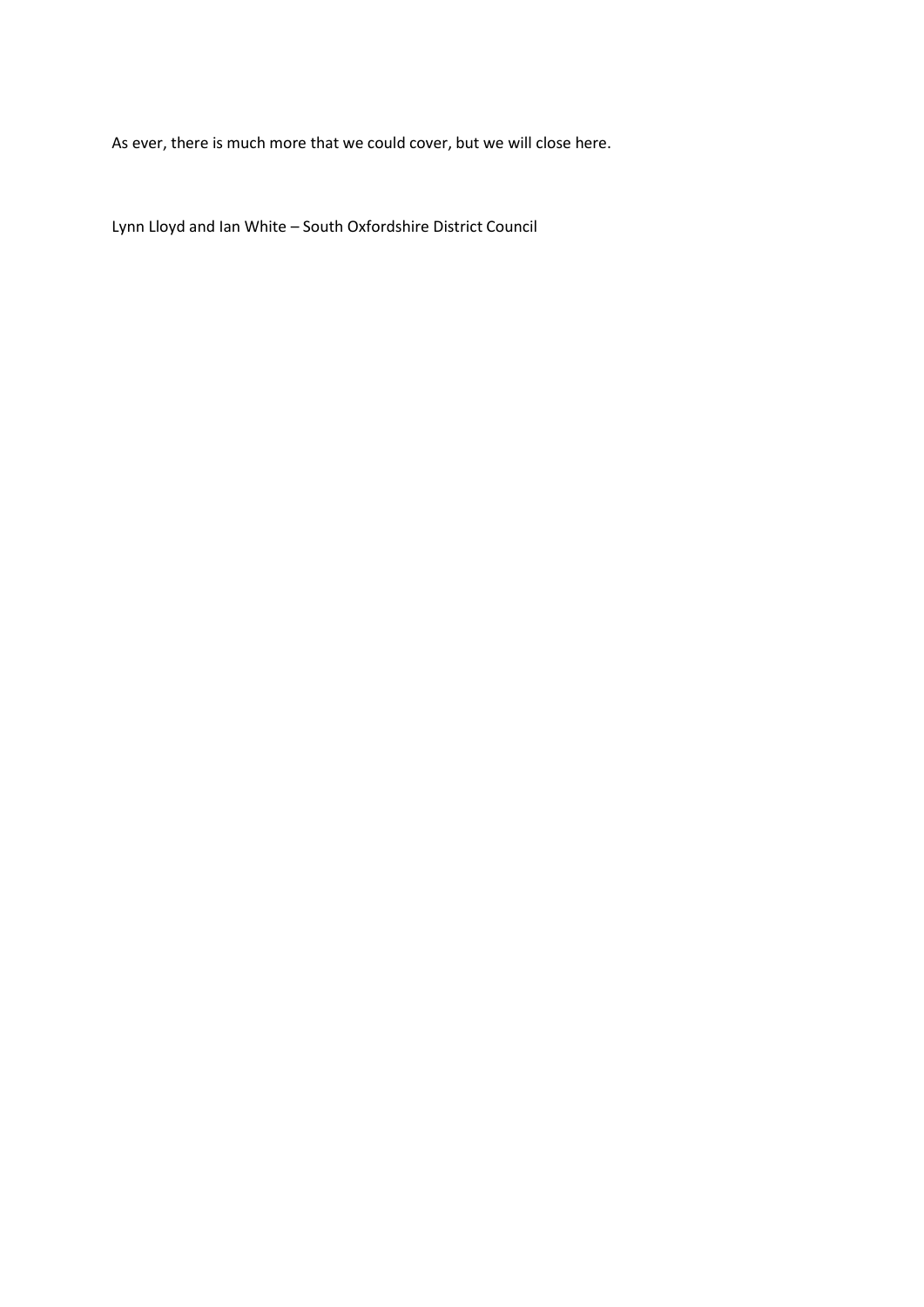As ever, there is much more that we could cover, but we will close here.

Lynn Lloyd and Ian White – South Oxfordshire District Council